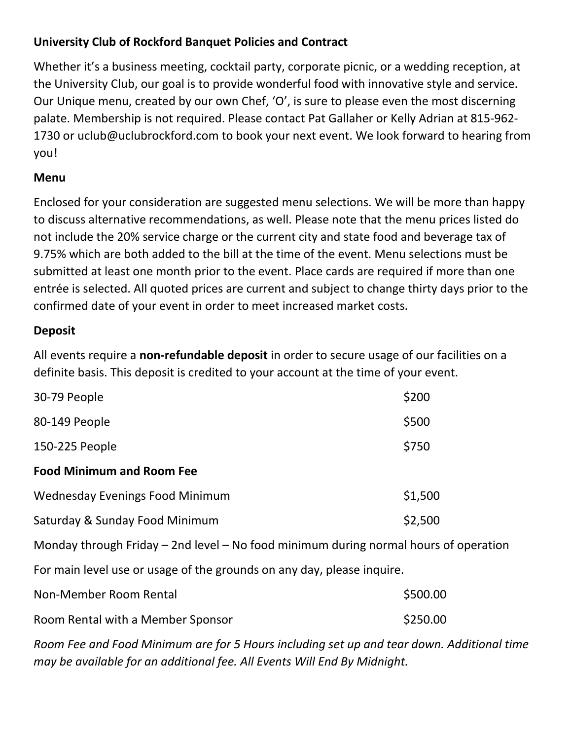# University Club of Rockford Banquet Policies and Contract

Whether it's a business meeting, cocktail party, corporate picnic, or a wedding reception, at the University Club, our goal is to provide wonderful food with innovative style and service. Our Unique menu, created by our own Chef, 'O', is sure to please even the most discerning palate. Membership is not required. Please contact Pat Gallaher or Kelly Adrian at 815-962-1730 or uclub@uclubrockford.com to book your next event. We look forward to hearing from you!

## Menu

Enclosed for your consideration are suggested menu selections. We will be more than happy to discuss alternative recommendations, as well. Please note that the menu prices listed do not include the 20% service charge or the current city and state food and beverage tax of 9.75% which are both added to the bill at the time of the event. Menu selections must be submitted at least one month prior to the event. Place cards are required if more than one entrée is selected. All quoted prices are current and subject to change thirty days prior to the confirmed date of your event in order to meet increased market costs.

## Deposit

All events require a **non-refundable deposit** in order to secure usage of our facilities on a definite basis. This deposit is credited to your account at the time of your event.

| | |
|---|---|
| 30-79 People | $200 |
| 80-149 People | $500 |
| 150-225 People | $750 |

## Food Minimum and Room Fee

| | |
|---|---|
| Wednesday Evenings Food Minimum | $1,500 |
| Saturday & Sunday Food Minimum | $2,500 |

Monday through Friday – 2nd level – No food minimum during normal hours of operation

For main level use or usage of the grounds on any day, please inquire.

| | |
|---|---|
| Non-Member Room Rental | $500.00 |
| Room Rental with a Member Sponsor | $250.00 |

*Room Fee and Food Minimum are for 5 Hours including set up and tear down. Additional time may be available for an additional fee. All Events Will End By Midnight.*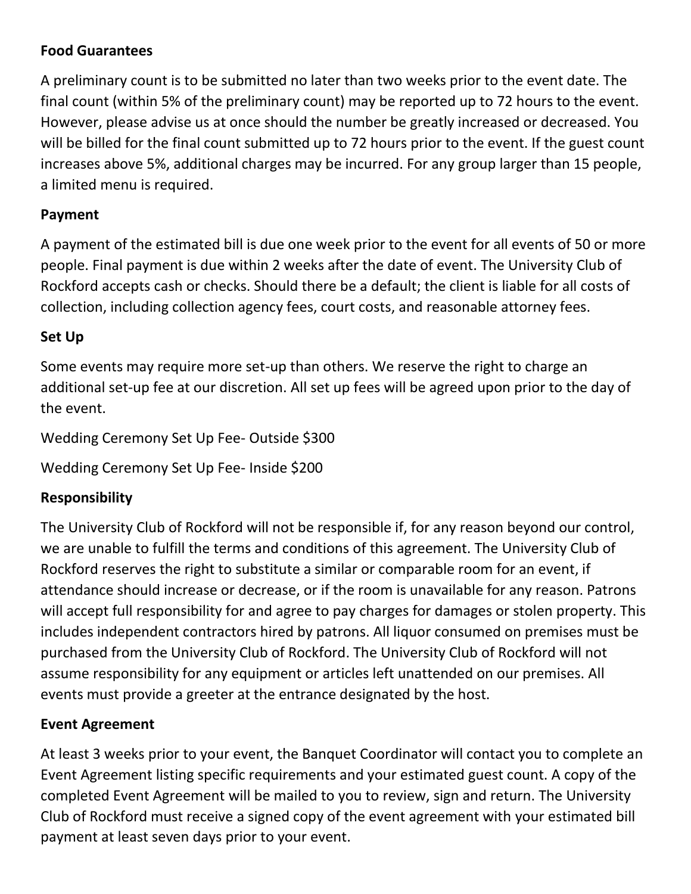**Food Guarantees**

A preliminary count is to be submitted no later than two weeks prior to the event date. The final count (within 5% of the preliminary count) may be reported up to 72 hours to the event. However, please advise us at once should the number be greatly increased or decreased. You will be billed for the final count submitted up to 72 hours prior to the event. If the guest count increases above 5%, additional charges may be incurred. For any group larger than 15 people, a limited menu is required.

**Payment**

A payment of the estimated bill is due one week prior to the event for all events of 50 or more people. Final payment is due within 2 weeks after the date of event. The University Club of Rockford accepts cash or checks. Should there be a default; the client is liable for all costs of collection, including collection agency fees, court costs, and reasonable attorney fees.

**Set Up**

Some events may require more set-up than others. We reserve the right to charge an additional set-up fee at our discretion. All set up fees will be agreed upon prior to the day of the event.

Wedding Ceremony Set Up Fee- Outside $300

Wedding Ceremony Set Up Fee- Inside $200

**Responsibility**

The University Club of Rockford will not be responsible if, for any reason beyond our control, we are unable to fulfill the terms and conditions of this agreement. The University Club of Rockford reserves the right to substitute a similar or comparable room for an event, if attendance should increase or decrease, or if the room is unavailable for any reason. Patrons will accept full responsibility for and agree to pay charges for damages or stolen property. This includes independent contractors hired by patrons. All liquor consumed on premises must be purchased from the University Club of Rockford. The University Club of Rockford will not assume responsibility for any equipment or articles left unattended on our premises. All events must provide a greeter at the entrance designated by the host.

**Event Agreement**

At least 3 weeks prior to your event, the Banquet Coordinator will contact you to complete an Event Agreement listing specific requirements and your estimated guest count. A copy of the completed Event Agreement will be mailed to you to review, sign and return. The University Club of Rockford must receive a signed copy of the event agreement with your estimated bill payment at least seven days prior to your event.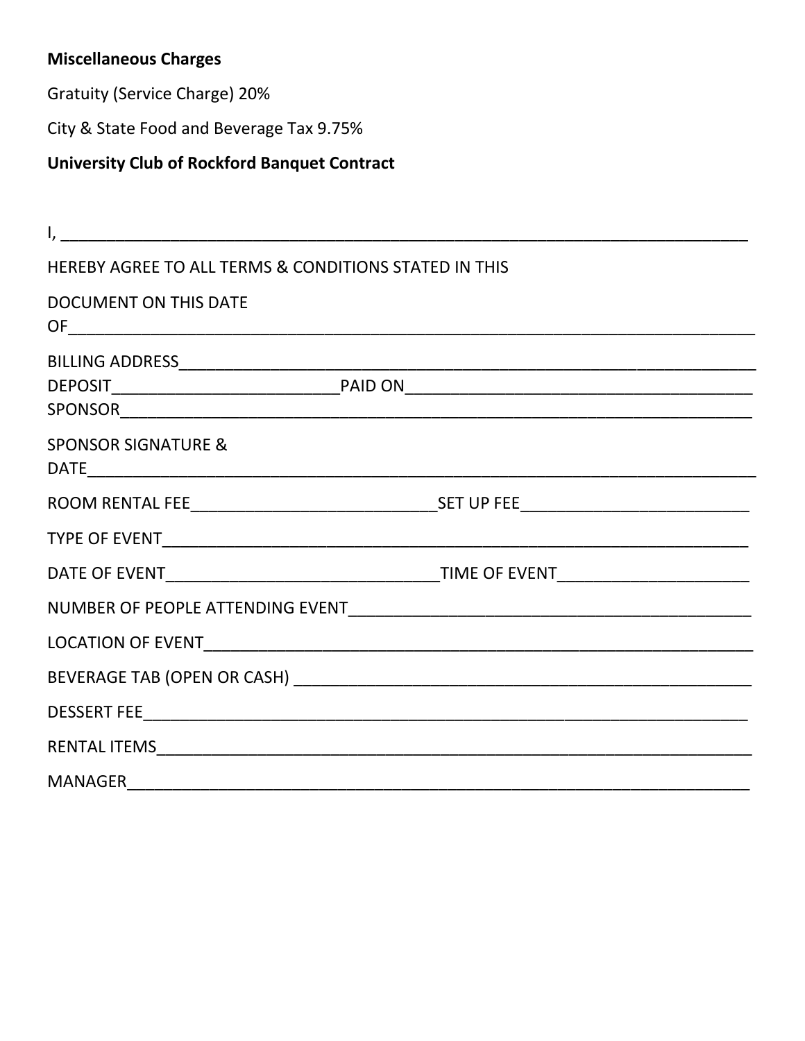**Miscellaneous Charges**

Gratuity (Service Charge) 20%

City & State Food and Beverage Tax 9.75%

**University Club of Rockford Banquet Contract**

I, ___________________________________________________________________________

HEREBY AGREE TO ALL TERMS & CONDITIONS STATED IN THIS

DOCUMENT ON THIS DATE OF___________________________________________________________________________

BILLING ADDRESS_____________________________________________________________

DEPOSIT_________________________PAID ON_____________________________________

SPONSOR__________________________________________________________________

SPONSOR SIGNATURE & DATE______________________________________________________________________

ROOM RENTAL FEE___________________________SET UP FEE_________________________

TYPE OF EVENT______________________________________________________________

DATE OF EVENT______________________________TIME OF EVENT_____________________

NUMBER OF PEOPLE ATTENDING EVENT_____________________________________________

LOCATION OF EVENT__________________________________________________________

BEVERAGE TAB (OPEN OR CASH) __________________________________________________

DESSERT FEE________________________________________________________________

RENTAL ITEMS_______________________________________________________________

MANAGER___________________________________________________________________